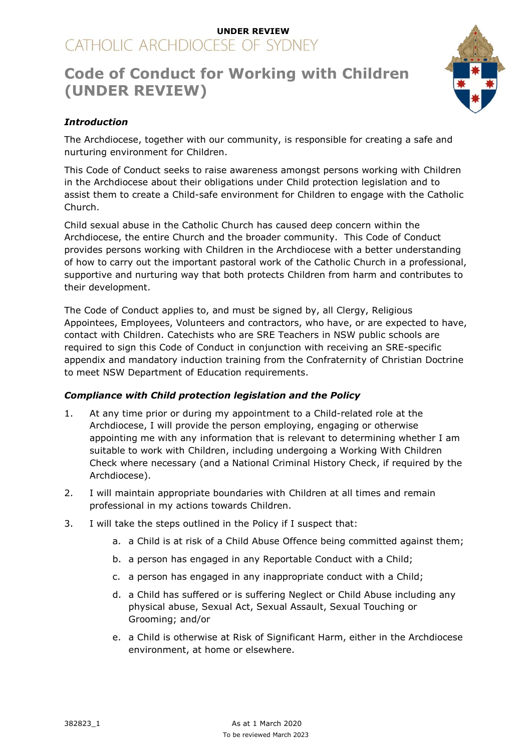**UNDER REVIEW**

CATHOLIC ARCHDIOCESE OF SYDNEY

# Code of Conduct for Working with Children (UNDER REVIEW)

### *Introduction*

The Archdiocese, together with our community, is responsible for creating a safe and nurturing environment for Children.

This Code of Conduct seeks to raise awareness amongst persons working with Children in the Archdiocese about their obligations under Child protection legislation and to assist them to create a Child-safe environment for Children to engage with the Catholic Church.

Child sexual abuse in the Catholic Church has caused deep concern within the Archdiocese, the entire Church and the broader community. This Code of Conduct provides persons working with Children in the Archdiocese with a better understanding of how to carry out the important pastoral work of the Catholic Church in a professional, supportive and nurturing way that both protects Children from harm and contributes to their development.

The Code of Conduct applies to, and must be signed by, all Clergy, Religious Appointees, Employees, Volunteers and contractors, who have, or are expected to have, contact with Children. Catechists who are SRE Teachers in NSW public schools are required to sign this Code of Conduct in conjunction with receiving an SRE-specific appendix and mandatory induction training from the Confraternity of Christian Doctrine to meet NSW Department of Education requirements.

### *Compliance with Child protection legislation and the Policy*

1. At any time prior or during my appointment to a Child-related role at the Archdiocese, I will provide the person employing, engaging or otherwise appointing me with any information that is relevant to determining whether I am suitable to work with Children, including undergoing a Working With Children Check where necessary (and a National Criminal History Check, if required by the Archdiocese).
2. I will maintain appropriate boundaries with Children at all times and remain professional in my actions towards Children.
3. I will take the steps outlined in the Policy if I suspect that:
   a. a Child is at risk of a Child Abuse Offence being committed against them;
   b. a person has engaged in any Reportable Conduct with a Child;
   c. a person has engaged in any inappropriate conduct with a Child;
   d. a Child has suffered or is suffering Neglect or Child Abuse including any physical abuse, Sexual Act, Sexual Assault, Sexual Touching or Grooming; and/or
   e. a Child is otherwise at Risk of Significant Harm, either in the Archdiocese environment, at home or elsewhere.

382823_1

As at 1 March 2020
To be reviewed March 2023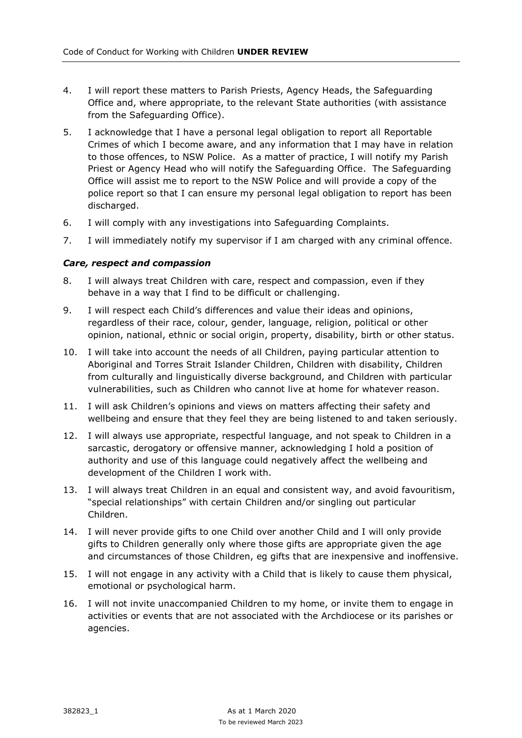4. I will report these matters to Parish Priests, Agency Heads, the Safeguarding Office and, where appropriate, to the relevant State authorities (with assistance from the Safeguarding Office).
5. I acknowledge that I have a personal legal obligation to report all Reportable Crimes of which I become aware, and any information that I may have in relation to those offences, to NSW Police. As a matter of practice, I will notify my Parish Priest or Agency Head who will notify the Safeguarding Office. The Safeguarding Office will assist me to report to the NSW Police and will provide a copy of the police report so that I can ensure my personal legal obligation to report has been discharged.
6. I will comply with any investigations into Safeguarding Complaints.
7. I will immediately notify my supervisor if I am charged with any criminal offence.

***Care, respect and compassion***

8. I will always treat Children with care, respect and compassion, even if they behave in a way that I find to be difficult or challenging.
9. I will respect each Child's differences and value their ideas and opinions, regardless of their race, colour, gender, language, religion, political or other opinion, national, ethnic or social origin, property, disability, birth or other status.
10. I will take into account the needs of all Children, paying particular attention to Aboriginal and Torres Strait Islander Children, Children with disability, Children from culturally and linguistically diverse background, and Children with particular vulnerabilities, such as Children who cannot live at home for whatever reason.
11. I will ask Children's opinions and views on matters affecting their safety and wellbeing and ensure that they feel they are being listened to and taken seriously.
12. I will always use appropriate, respectful language, and not speak to Children in a sarcastic, derogatory or offensive manner, acknowledging I hold a position of authority and use of this language could negatively affect the wellbeing and development of the Children I work with.
13. I will always treat Children in an equal and consistent way, and avoid favouritism, "special relationships" with certain Children and/or singling out particular Children.
14. I will never provide gifts to one Child over another Child and I will only provide gifts to Children generally only where those gifts are appropriate given the age and circumstances of those Children, eg gifts that are inexpensive and inoffensive.
15. I will not engage in any activity with a Child that is likely to cause them physical, emotional or psychological harm.
16. I will not invite unaccompanied Children to my home, or invite them to engage in activities or events that are not associated with the Archdiocese or its parishes or agencies.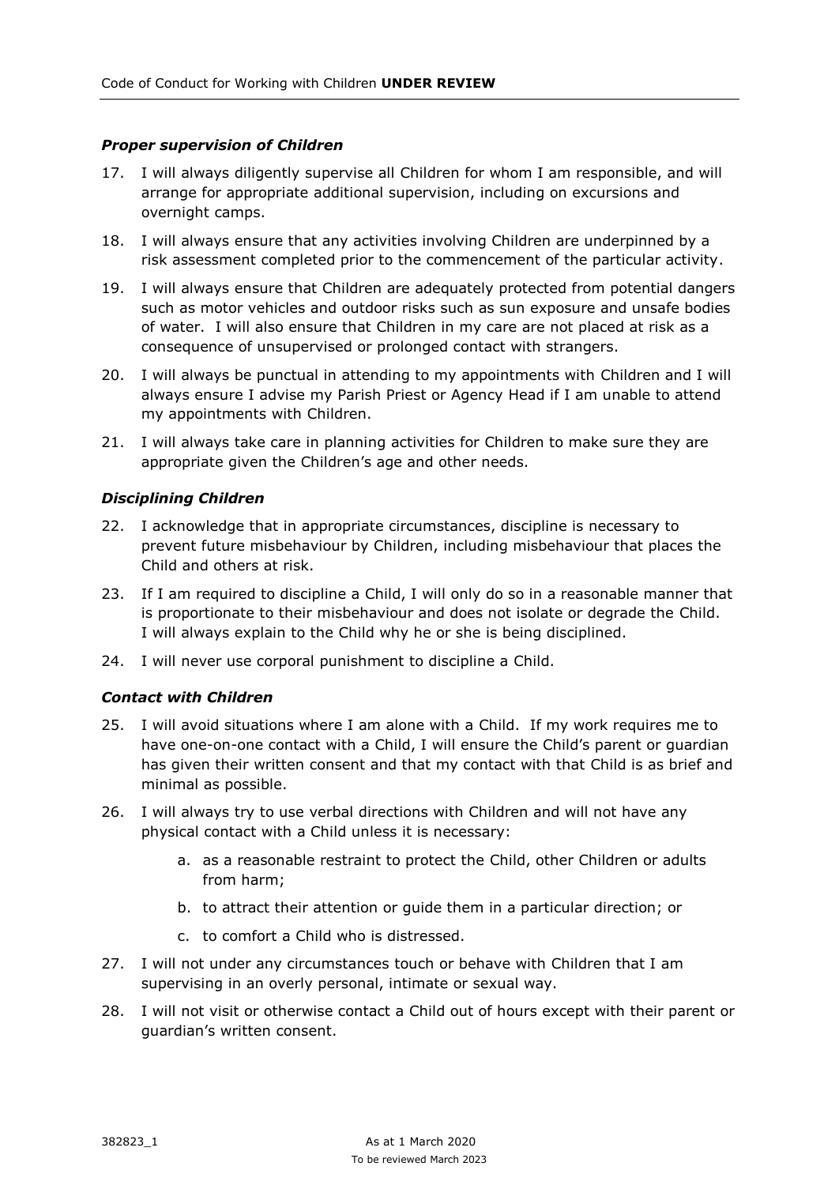### *Proper supervision of Children*

17. I will always diligently supervise all Children for whom I am responsible, and will arrange for appropriate additional supervision, including on excursions and overnight camps.

18. I will always ensure that any activities involving Children are underpinned by a risk assessment completed prior to the commencement of the particular activity.

19. I will always ensure that Children are adequately protected from potential dangers such as motor vehicles and outdoor risks such as sun exposure and unsafe bodies of water. I will also ensure that Children in my care are not placed at risk as a consequence of unsupervised or prolonged contact with strangers.

20. I will always be punctual in attending to my appointments with Children and I will always ensure I advise my Parish Priest or Agency Head if I am unable to attend my appointments with Children.

21. I will always take care in planning activities for Children to make sure they are appropriate given the Children's age and other needs.

### *Disciplining Children*

22. I acknowledge that in appropriate circumstances, discipline is necessary to prevent future misbehaviour by Children, including misbehaviour that places the Child and others at risk.

23. If I am required to discipline a Child, I will only do so in a reasonable manner that is proportionate to their misbehaviour and does not isolate or degrade the Child. I will always explain to the Child why he or she is being disciplined.

24. I will never use corporal punishment to discipline a Child.

### *Contact with Children*

25. I will avoid situations where I am alone with a Child. If my work requires me to have one-on-one contact with a Child, I will ensure the Child's parent or guardian has given their written consent and that my contact with that Child is as brief and minimal as possible.

26. I will always try to use verbal directions with Children and will not have any physical contact with a Child unless it is necessary:

    a. as a reasonable restraint to protect the Child, other Children or adults from harm;

    b. to attract their attention or guide them in a particular direction; or

    c. to comfort a Child who is distressed.

27. I will not under any circumstances touch or behave with Children that I am supervising in an overly personal, intimate or sexual way.

28. I will not visit or otherwise contact a Child out of hours except with their parent or guardian's written consent.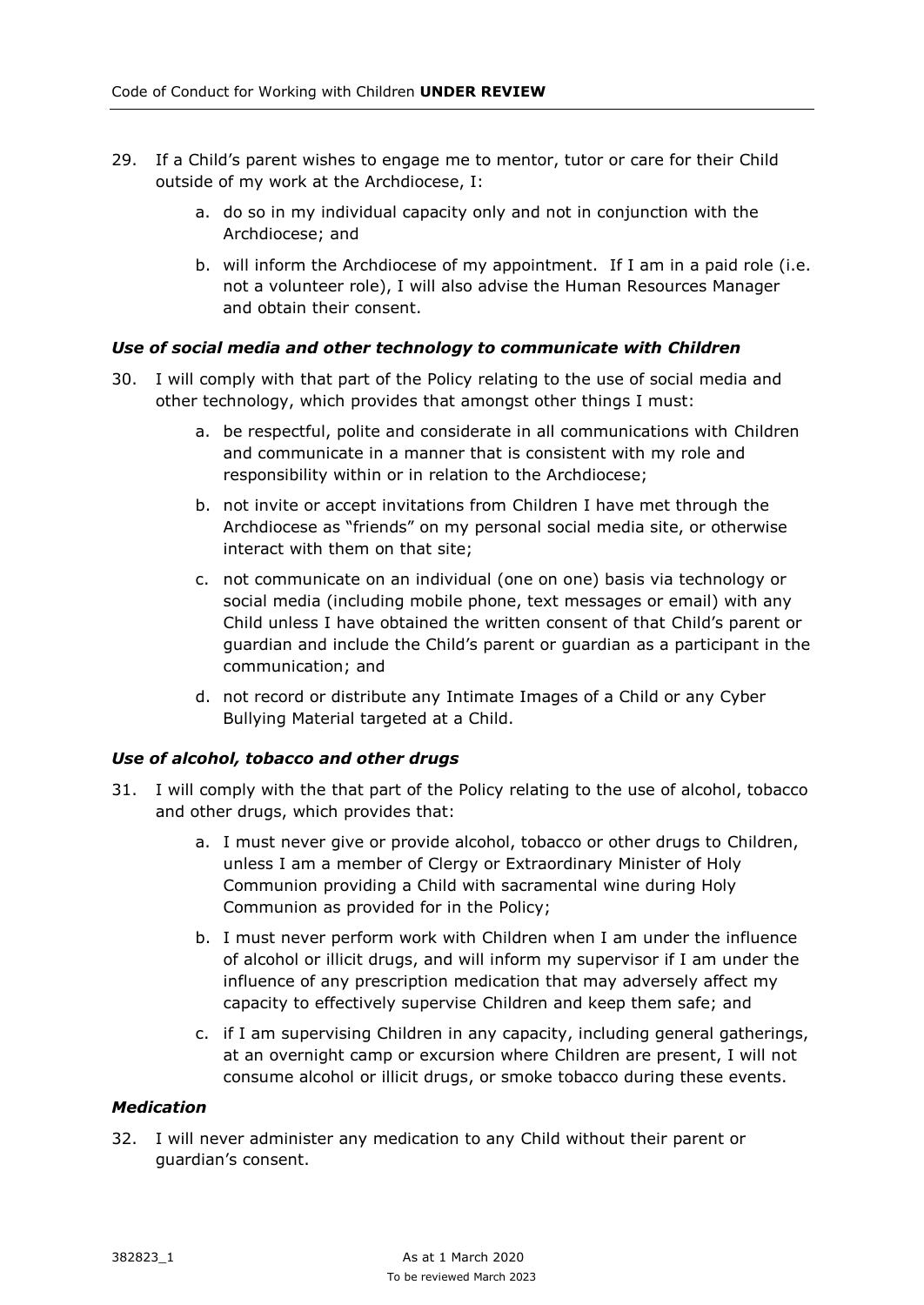29. If a Child's parent wishes to engage me to mentor, tutor or care for their Child outside of my work at the Archdiocese, I:

    a. do so in my individual capacity only and not in conjunction with the Archdiocese; and

    b. will inform the Archdiocese of my appointment. If I am in a paid role (i.e. not a volunteer role), I will also advise the Human Resources Manager and obtain their consent.

***Use of social media and other technology to communicate with Children***

30. I will comply with that part of the Policy relating to the use of social media and other technology, which provides that amongst other things I must:

    a. be respectful, polite and considerate in all communications with Children and communicate in a manner that is consistent with my role and responsibility within or in relation to the Archdiocese;

    b. not invite or accept invitations from Children I have met through the Archdiocese as "friends" on my personal social media site, or otherwise interact with them on that site;

    c. not communicate on an individual (one on one) basis via technology or social media (including mobile phone, text messages or email) with any Child unless I have obtained the written consent of that Child's parent or guardian and include the Child's parent or guardian as a participant in the communication; and

    d. not record or distribute any Intimate Images of a Child or any Cyber Bullying Material targeted at a Child.

***Use of alcohol, tobacco and other drugs***

31. I will comply with the that part of the Policy relating to the use of alcohol, tobacco and other drugs, which provides that:

    a. I must never give or provide alcohol, tobacco or other drugs to Children, unless I am a member of Clergy or Extraordinary Minister of Holy Communion providing a Child with sacramental wine during Holy Communion as provided for in the Policy;

    b. I must never perform work with Children when I am under the influence of alcohol or illicit drugs, and will inform my supervisor if I am under the influence of any prescription medication that may adversely affect my capacity to effectively supervise Children and keep them safe; and

    c. if I am supervising Children in any capacity, including general gatherings, at an overnight camp or excursion where Children are present, I will not consume alcohol or illicit drugs, or smoke tobacco during these events.

***Medication***

32. I will never administer any medication to any Child without their parent or guardian's consent.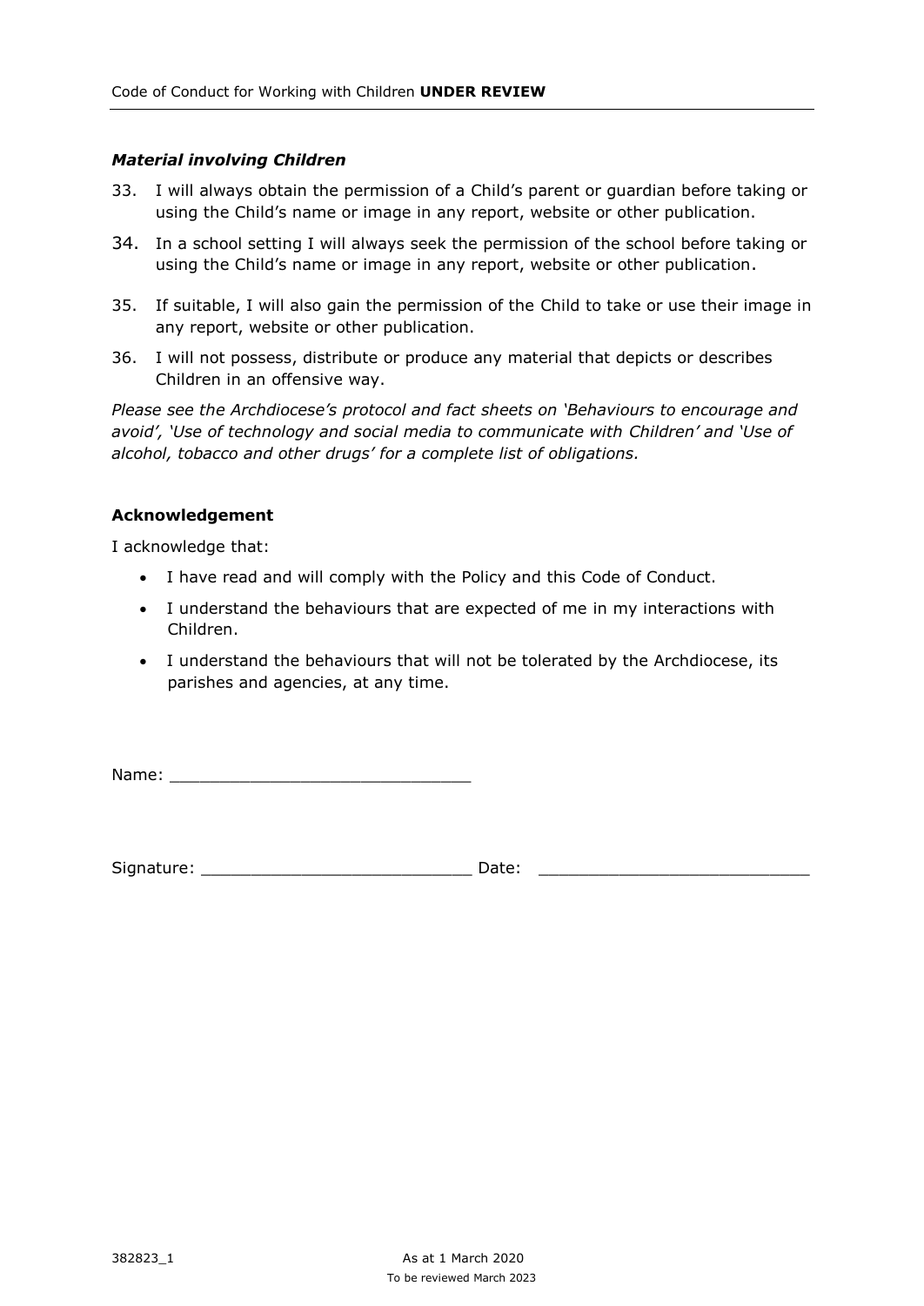### *Material involving Children*

33. I will always obtain the permission of a Child's parent or guardian before taking or using the Child's name or image in any report, website or other publication.
34. In a school setting I will always seek the permission of the school before taking or using the Child's name or image in any report, website or other publication.
35. If suitable, I will also gain the permission of the Child to take or use their image in any report, website or other publication.
36. I will not possess, distribute or produce any material that depicts or describes Children in an offensive way.

*Please see the Archdiocese's protocol and fact sheets on 'Behaviours to encourage and avoid', 'Use of technology and social media to communicate with Children' and 'Use of alcohol, tobacco and other drugs' for a complete list of obligations.*

### Acknowledgement

I acknowledge that:

- I have read and will comply with the Policy and this Code of Conduct.
- I understand the behaviours that are expected of me in my interactions with Children.
- I understand the behaviours that will not be tolerated by the Archdiocese, its parishes and agencies, at any time.

Name: ______________________________

Signature: ___________________________ Date: ___________________________